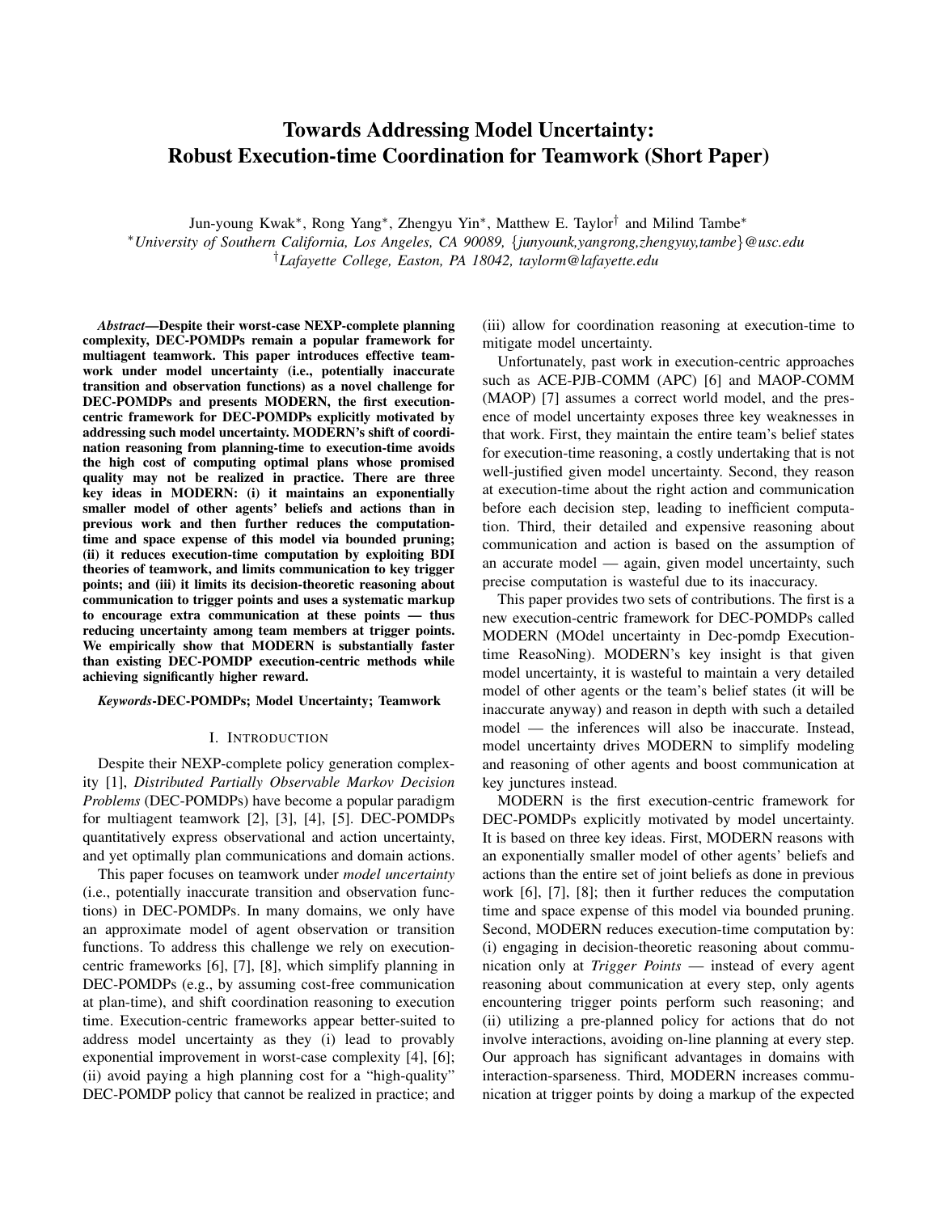# Towards Addressing Model Uncertainty: Robust Execution-time Coordination for Teamwork (Short Paper)

Jun-young Kwak*, Rong Yang*, Zhengyu Yin*, Matthew E. Taylor† and Milind Tambe*

*University of California, Los Angeles, CA 90089, {junyounk,yangrong,zhengyuy,tambe}@usc.edu

†Lafayette College, Easton, PA 18042, taylorm@lafayette.edu

***Abstract*—Despite their worst-case NEXP-complete planning complexity, DEC-POMDPs remain a popular framework for multiagent teamwork. This paper introduces effective teamwork under model uncertainty (i.e., potentially inaccurate transition and observation functions) as a novel challenge for DEC-POMDPs and presents MODERN, the first execution-centric framework for DEC-POMDPs explicitly motivated by addressing such model uncertainty. MODERN's shift of coordination reasoning from planning-time to execution-time avoids the high cost of computing optimal plans whose promised quality may not be realized in practice. There are three key ideas in MODERN: (i) it maintains an exponentially smaller model of other agents' beliefs and actions than in previous work and then further reduces the computation-time and space expense of this model via bounded pruning; (ii) it reduces execution-time computation by exploiting BDI theories of teamwork, and limits communication to key trigger points; and (iii) it limits its decision-theoretic reasoning about communication to trigger points and uses a systematic markup to encourage extra communication at these points — thus reducing uncertainty among team members at trigger points. We empirically show that MODERN is substantially faster than existing DEC-POMDP execution-centric methods while achieving significantly higher reward.**

***Keywords*-DEC-POMDPs; Model Uncertainty; Teamwork**

## I. Introduction

Despite their NEXP-complete policy generation complexity [1], *Distributed Partially Observable Markov Decision Problems* (DEC-POMDPs) have become a popular paradigm for multiagent teamwork [2], [3], [4], [5]. DEC-POMDPs quantitatively express observational and action uncertainty, and yet optimally plan communications and domain actions.

This paper focuses on teamwork under *model uncertainty* (i.e., potentially inaccurate transition and observation functions) in DEC-POMDPs. In many domains, we only have an approximate model of agent observation or transition functions. To address this challenge we rely on execution-centric frameworks [6], [7], [8], which simplify planning in DEC-POMDPs (e.g., by assuming cost-free communication at plan-time), and shift coordination reasoning to execution time. Execution-centric frameworks appear better-suited to address model uncertainty as they (i) lead to provably exponential improvement in worst-case complexity [4], [6]; (ii) avoid paying a high planning cost for a "high-quality" DEC-POMDP policy that cannot be realized in practice; and (iii) allow for coordination reasoning at execution-time to mitigate model uncertainty.

Unfortunately, past work in execution-centric approaches such as ACE-PJB-COMM (APC) [6] and MAOP-COMM (MAOP) [7] assumes a correct world model, and the presence of model uncertainty exposes three key weaknesses in that work. First, they maintain the entire team's belief states for execution-time reasoning, a costly undertaking that is not well-justified given model uncertainty. Second, they reason at execution-time about the right action and communication before each decision step, leading to inefficient computation. Third, their detailed and expensive reasoning about communication and action is based on the assumption of an accurate model — again, given model uncertainty, such precise computation is wasteful due to its inaccuracy.

This paper provides two sets of contributions. The first is a new execution-centric framework for DEC-POMDPs called MODERN (MOdel uncertainty in Dec-pomdp Execution-time ReasoNing). MODERN's key insight is that given model uncertainty, it is wasteful to maintain a very detailed model of other agents or the team's belief states (it will be inaccurate anyway) and reason in depth with such a detailed model — the inferences will also be inaccurate. Instead, model uncertainty drives MODERN to simplify modeling and reasoning of other agents and boost communication at key junctures instead.

MODERN is the first execution-centric framework for DEC-POMDPs explicitly motivated by model uncertainty. It is based on three key ideas. First, MODERN reasons with an exponentially smaller model of other agents' beliefs and actions than the entire set of joint beliefs as done in previous work [6], [7], [8]; then it further reduces the computation time and space expense of this model via bounded pruning. Second, MODERN reduces execution-time computation by: (i) engaging in decision-theoretic reasoning about communication only at *Trigger Points* — instead of every agent reasoning about communication at every step, only agents encountering trigger points perform such reasoning; and (ii) utilizing a pre-planned policy for actions that do not involve interactions, avoiding on-line planning at every step. Our approach has significant advantages in domains with interaction-sparseness. Third, MODERN increases communication at trigger points by doing a markup of the expected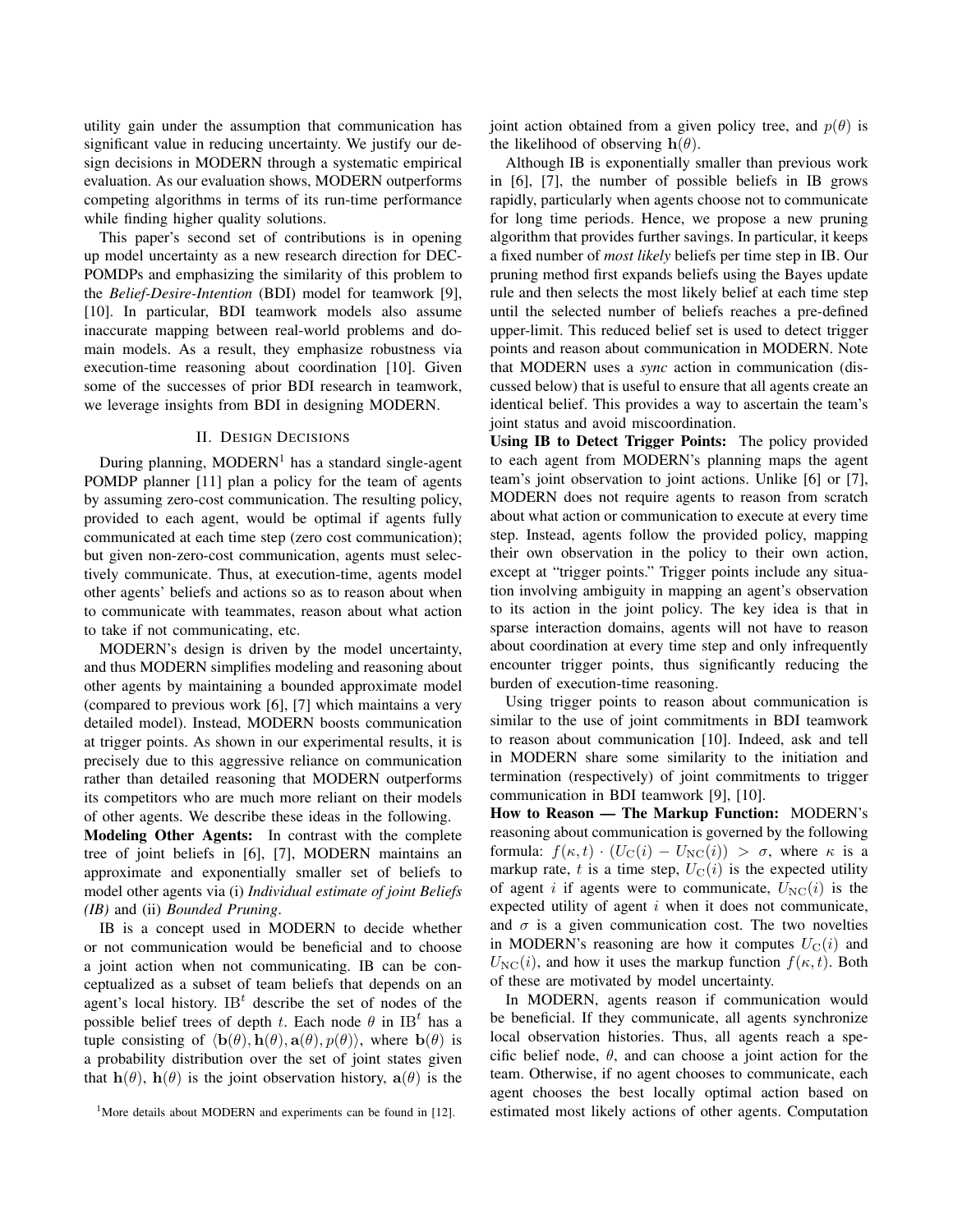utility gain under the assumption that communication has significant value in reducing uncertainty. We justify our design decisions in MODERN through a systematic empirical evaluation. As our evaluation shows, MODERN outperforms competing algorithms in terms of its run-time performance while finding higher quality solutions.

This paper's second set of contributions is in opening up model uncertainty as a new research direction for DEC-POMDPs and emphasizing the similarity of this problem to the *Belief-Desire-Intention* (BDI) model for teamwork [9], [10]. In particular, BDI teamwork models also assume inaccurate mapping between real-world problems and domain models. As a result, they emphasize robustness via execution-time reasoning about coordination [10]. Given some of the successes of prior BDI research in teamwork, we leverage insights from BDI in designing MODERN.

## II. Design Decisions

During planning, MODERN[1] has a standard single-agent POMDP planner [11] plan a policy for the team of agents by assuming zero-cost communication. The resulting policy, provided to each agent, would be optimal if agents fully communicated at each time step (zero cost communication); but given non-zero-cost communication, agents must selectively communicate. Thus, at execution-time, agents model other agents' beliefs and actions so as to reason about when to communicate with teammates, reason about what action to take if not communicating, etc.

MODERN's design is driven by the model uncertainty, and thus MODERN simplifies modeling and reasoning about other agents by maintaining a bounded approximate model (compared to previous work [6], [7] which maintains a very detailed model). Instead, MODERN boosts communication at trigger points. As shown in our experimental results, it is precisely due to this aggressive reliance on communication rather than detailed reasoning that MODERN outperforms its competitors who are much more reliant on their models of other agents. We describe these ideas in the following.

**Modeling Other Agents:** In contrast with the complete tree of joint beliefs in [6], [7], MODERN maintains an approximate and exponentially smaller set of beliefs to model other agents via (i) *Individual estimate of joint Beliefs (IB)* and (ii) *Bounded Pruning*.

IB is a concept used in MODERN to decide whether or not communication would be beneficial and to choose a joint action when not communicating. IB can be conceptualized as a subset of team beliefs that depends on an agent's local history. $\mathrm{IB}^t$ describe the set of nodes of the possible belief trees of depth $t$. Each node $\theta$ in $\mathrm{IB}^t$ has a tuple consisting of $\langle \mathbf{b}(\theta), \mathbf{h}(\theta), \mathbf{a}(\theta), p(\theta) \rangle$, where $\mathbf{b}(\theta)$ is a probability distribution over the set of joint states given that $\mathbf{h}(\theta)$, $\mathbf{h}(\theta)$ is the joint observation history, $\mathbf{a}(\theta)$ is the joint action obtained from a given policy tree, and $p(\theta)$ is the likelihood of observing $\mathbf{h}(\theta)$.

Although IB is exponentially smaller than previous work in [6], [7], the number of possible beliefs in IB grows rapidly, particularly when agents choose not to communicate for long time periods. Hence, we propose a new pruning algorithm that provides further savings. In particular, it keeps a fixed number of *most likely* beliefs per time step in IB. Our pruning method first expands beliefs using the Bayes update rule and then selects the most likely belief at each time step until the selected number of beliefs reaches a pre-defined upper-limit. This reduced belief set is used to detect trigger points and reason about communication in MODERN. Note that MODERN uses a *sync* action in communication (discussed below) that is useful to ensure that all agents create an identical belief. This provides a way to ascertain the team's joint status and avoid miscoordination.

**Using IB to Detect Trigger Points:** The policy provided to each agent from MODERN's planning maps the agent team's joint observation to joint actions. Unlike [6] or [7], MODERN does not require agents to reason from scratch about what action or communication to execute at every time step. Instead, agents follow the provided policy, mapping their own observation in the policy to their own action, except at "trigger points." Trigger points include any situation involving ambiguity in mapping an agent's observation to its action in the joint policy. The key idea is that in sparse interaction domains, agents will not have to reason about coordination at every time step and only infrequently encounter trigger points, thus significantly reducing the burden of execution-time reasoning.

Using trigger points to reason about communication is similar to the use of joint commitments in BDI teamwork to reason about communication [10]. Indeed, ask and tell in MODERN share some similarity to the initiation and termination (respectively) of joint commitments to trigger communication in BDI teamwork [9], [10].

**How to Reason — The Markup Function:** MODERN's reasoning about communication is governed by the following formula: $f(\kappa, t) \cdot (U_{\mathrm{C}}(i) - U_{\mathrm{NC}}(i)) > \sigma$, where $\kappa$ is a markup rate, $t$ is a time step, $U_{\mathrm{C}}(i)$ is the expected utility of agent $i$ if agents were to communicate, $U_{\mathrm{NC}}(i)$ is the expected utility of agent $i$ when it does not communicate, and $\sigma$ is a given communication cost. The two novelties in MODERN's reasoning are how it computes $U_{\mathrm{C}}(i)$ and $U_{\mathrm{NC}}(i)$, and how it uses the markup function $f(\kappa, t)$. Both of these are motivated by model uncertainty.

In MODERN, agents reason if communication would be beneficial. If they communicate, all agents synchronize local observation histories. Thus, all agents reach a specific belief node, $\theta$, and can choose a joint action for the team. Otherwise, if no agent chooses to communicate, each agent chooses the best locally optimal action based on estimated most likely actions of other agents. Computation

[1] More details about MODERN and experiments can be found in [12].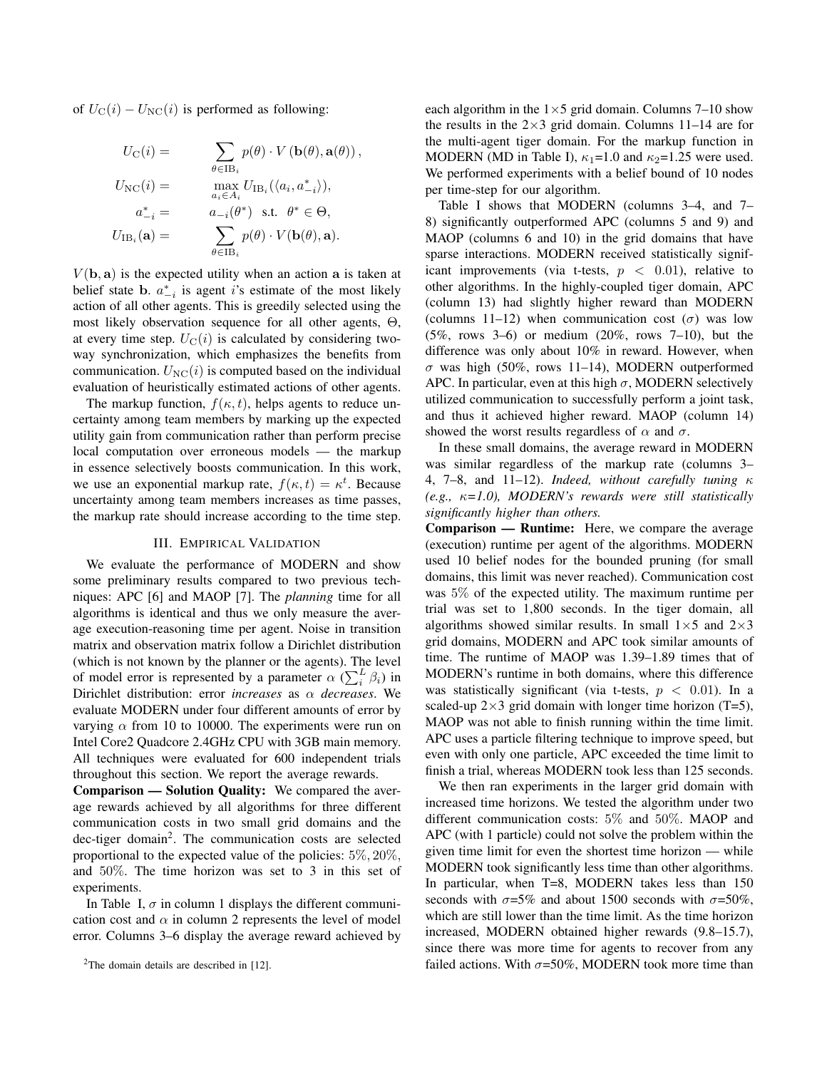of $U_{\rm C}(i) - U_{\rm NC}(i)$ is performed as following:

$$
\begin{aligned}
U_{\rm C}(i) &= \sum_{\theta \in {\rm IB}_i} p(\theta) \cdot V\left(\mathbf{b}(\theta), \mathbf{a}(\theta)\right), \\
U_{\rm NC}(i) &= \max_{a_i \in A_i} U_{{\rm IB}_i}(\langle a_i, a^*_{-i} \rangle), \\
a^*_{-i} &= a_{-i}(\theta^*) \ \text{ s.t. } \ \theta^* \in \Theta, \\
U_{{\rm IB}_i}(\mathbf{a}) &= \sum_{\theta \in {\rm IB}_i} p(\theta) \cdot V(\mathbf{b}(\theta), \mathbf{a}).
\end{aligned}
$$

$V(\mathbf{b}, \mathbf{a})$ is the expected utility when an action $\mathbf{a}$ is taken at belief state $\mathbf{b}$. $a^*_{-i}$ is agent $i$'s estimate of the most likely action of all other agents. This is greedily selected using the most likely observation sequence for all other agents, $\Theta$, at every time step. $U_{\rm C}(i)$ is calculated by considering two-way synchronization, which emphasizes the benefits from communication. $U_{\rm NC}(i)$ is computed based on the individual evaluation of heuristically estimated actions of other agents.

The markup function, $f(\kappa, t)$, helps agents to reduce uncertainty among team members by marking up the expected utility gain from communication rather than perform precise local computation over erroneous models — the markup in essence selectively boosts communication. In this work, we use an exponential markup rate, $f(\kappa, t) = \kappa^t$. Because uncertainty among team members increases as time passes, the markup rate should increase according to the time step.

## III. Empirical Validation

We evaluate the performance of MODERN and show some preliminary results compared to two previous techniques: APC [6] and MAOP [7]. The *planning* time for all algorithms is identical and thus we only measure the average execution-reasoning time per agent. Noise in transition matrix and observation matrix follow a Dirichlet distribution (which is not known by the planner or the agents). The level of model error is represented by a parameter $\alpha$ ($\sum_i^L \beta_i$) in Dirichlet distribution: error *increases* as $\alpha$ *decreases*. We evaluate MODERN under four different amounts of error by varying $\alpha$ from 10 to 10000. The experiments were run on Intel Core2 Quadcore 2.4GHz CPU with 3GB main memory. All techniques were evaluated for 600 independent trials throughout this section. We report the average rewards.

**Comparison — Solution Quality:** We compared the average rewards achieved by all algorithms for three different communication costs in two small grid domains and the dec-tiger domain[2]. The communication costs are selected proportional to the expected value of the policies: $5\%, 20\%$, and $50\%$. The time horizon was set to 3 in this set of experiments.

In Table I, $\sigma$ in column 1 displays the different communication cost and $\alpha$ in column 2 represents the level of model error. Columns 3–6 display the average reward achieved by each algorithm in the 1×5 grid domain. Columns 7–10 show the results in the 2×3 grid domain. Columns 11–14 are for the multi-agent tiger domain. For the markup function in MODERN (MD in Table I), $\kappa_1$=1.0 and $\kappa_2$=1.25 were used. We performed experiments with a belief bound of 10 nodes per time-step for our algorithm.

Table I shows that MODERN (columns 3–4, and 7–8) significantly outperformed APC (columns 5 and 9) and MAOP (columns 6 and 10) in the grid domains that have sparse interactions. MODERN received statistically significant improvements (via t-tests, $p < 0.01$), relative to other algorithms. In the highly-coupled tiger domain, APC (column 13) had slightly higher reward than MODERN (columns 11–12) when communication cost ($\sigma$) was low (5%, rows 3–6) or medium (20%, rows 7–10), but the difference was only about 10% in reward. However, when $\sigma$ was high (50%, rows 11–14), MODERN outperformed APC. In particular, even at this high $\sigma$, MODERN selectively utilized communication to successfully perform a joint task, and thus it achieved higher reward. MAOP (column 14) showed the worst results regardless of $\alpha$ and $\sigma$.

In these small domains, the average reward in MODERN was similar regardless of the markup rate (columns 3–4, 7–8, and 11–12). *Indeed, without carefully tuning $\kappa$ (e.g., $\kappa$=1.0), MODERN's rewards were still statistically significantly higher than others.*

**Comparison — Runtime:** Here, we compare the average (execution) runtime per agent of the algorithms. MODERN used 10 belief nodes for the bounded pruning (for small domains, this limit was never reached). Communication cost was 5% of the expected utility. The maximum runtime per trial was set to 1,800 seconds. In the tiger domain, all algorithms showed similar results. In small 1×5 and 2×3 grid domains, MODERN and APC took similar amounts of time. The runtime of MAOP was 1.39–1.89 times that of MODERN's runtime in both domains, where this difference was statistically significant (via t-tests, $p < 0.01$). In a scaled-up 2×3 grid domain with longer time horizon (T=5), MAOP was not able to finish running within the time limit. APC uses a particle filtering technique to improve speed, but even with only one particle, APC exceeded the time limit to finish a trial, whereas MODERN took less than 125 seconds.

We then ran experiments in the larger grid domain with increased time horizons. We tested the algorithm under two different communication costs: $5\%$ and $50\%$. MAOP and APC (with 1 particle) could not solve the problem within the given time limit for even the shortest time horizon — while MODERN took significantly less time than other algorithms. In particular, when T=8, MODERN takes less than 150 seconds with $\sigma$=5% and about 1500 seconds with $\sigma$=50%, which are still lower than the time limit. As the time horizon increased, MODERN obtained higher rewards (9.8–15.7), since there was more time for agents to recover from any failed actions. With $\sigma$=50%, MODERN took more time than

[2] The domain details are described in [12].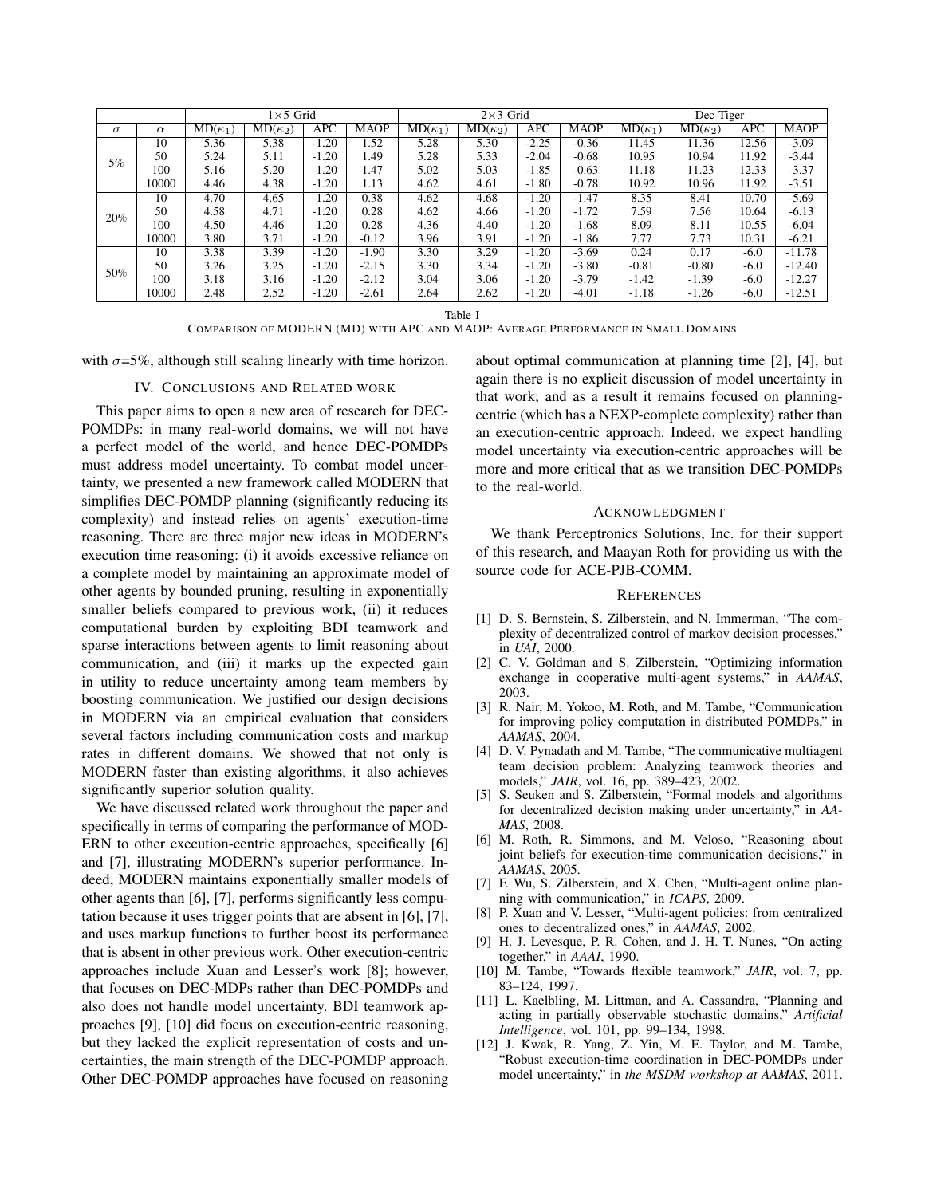| | | 1×5 Grid | | | | 2×3 Grid | | | | Dec-Tiger | | | |
|---|---|---|---|---|---|---|---|---|---|---|---|---|---|
| $\sigma$ | $\alpha$ | MD($\kappa_1$) | MD($\kappa_2$) | APC | MAOP | MD($\kappa_1$) | MD($\kappa_2$) | APC | MAOP | MD($\kappa_1$) | MD($\kappa_2$) | APC | MAOP |
| 5% | 10 | 5.36 | 5.38 | -1.20 | 1.52 | 5.28 | 5.30 | -2.25 | -0.36 | 11.45 | 11.36 | 12.56 | -3.09 |
| | 50 | 5.24 | 5.11 | -1.20 | 1.49 | 5.28 | 5.33 | -2.04 | -0.68 | 10.95 | 10.94 | 11.92 | -3.44 |
| | 100 | 5.16 | 5.20 | -1.20 | 1.47 | 5.02 | 5.03 | -1.85 | -0.63 | 11.18 | 11.23 | 12.33 | -3.37 |
| | 10000 | 4.46 | 4.38 | -1.20 | 1.13 | 4.62 | 4.61 | -1.80 | -0.78 | 10.92 | 10.96 | 11.92 | -3.51 |
| 20% | 10 | 4.70 | 4.65 | -1.20 | 0.38 | 4.62 | 4.68 | -1.20 | -1.47 | 8.35 | 8.41 | 10.70 | -5.69 |
| | 50 | 4.58 | 4.71 | -1.20 | 0.28 | 4.62 | 4.66 | -1.20 | -1.72 | 7.59 | 7.56 | 10.64 | -6.13 |
| | 100 | 4.50 | 4.46 | -1.20 | 0.28 | 4.36 | 4.40 | -1.20 | -1.68 | 8.09 | 8.11 | 10.55 | -6.04 |
| | 10000 | 3.80 | 3.71 | -1.20 | -0.12 | 3.96 | 3.91 | -1.20 | -1.86 | 7.77 | 7.73 | 10.31 | -6.21 |
| 50% | 10 | 3.38 | 3.39 | -1.20 | -1.90 | 3.30 | 3.29 | -1.20 | -3.69 | 0.24 | 0.17 | -6.0 | -11.78 |
| | 50 | 3.26 | 3.25 | -1.20 | -2.15 | 3.30 | 3.34 | -1.20 | -3.80 | -0.81 | -0.80 | -6.0 | -12.40 |
| | 100 | 3.18 | 3.16 | -1.20 | -2.12 | 3.04 | 3.06 | -1.20 | -3.79 | -1.42 | -1.39 | -6.0 | -12.27 |
| | 10000 | 2.48 | 2.52 | -1.20 | -2.61 | 2.64 | 2.62 | -1.20 | -4.01 | -1.18 | -1.26 | -6.0 | -12.51 |

Table I

COMPARISON OF MODERN (MD) WITH APC AND MAOP: AVERAGE PERFORMANCE IN SMALL DOMAINS

with $\sigma$=5%, although still scaling linearly with time horizon.

## IV. CONCLUSIONS AND RELATED WORK

This paper aims to open a new area of research for DEC-POMDPs: in many real-world domains, we will not have a perfect model of the world, and hence DEC-POMDPs must address model uncertainty. To combat model uncertainty, we presented a new framework called MODERN that simplifies DEC-POMDP planning (significantly reducing its complexity) and instead relies on agents' execution-time reasoning. There are three major new ideas in MODERN's execution time reasoning: (i) it avoids excessive reliance on a complete model by maintaining an approximate model of other agents by bounded pruning, resulting in exponentially smaller beliefs compared to previous work, (ii) it reduces computational burden by exploiting BDI teamwork and sparse interactions between agents to limit reasoning about communication, and (iii) it marks up the expected gain in utility to reduce uncertainty among team members by boosting communication. We justified our design decisions in MODERN via an empirical evaluation that considers several factors including communication costs and markup rates in different domains. We showed that not only is MODERN faster than existing algorithms, it also achieves significantly superior solution quality.

We have discussed related work throughout the paper and specifically in terms of comparing the performance of MODERN to other execution-centric approaches, specifically [6] and [7], illustrating MODERN's superior performance. Indeed, MODERN maintains exponentially smaller models of other agents than [6], [7], performs significantly less computation because it uses trigger points that are absent in [6], [7], and uses markup functions to further boost its performance that is absent in other previous work. Other execution-centric approaches include Xuan and Lesser's work [8]; however, that focuses on DEC-MDPs rather than DEC-POMDPs and also does not handle model uncertainty. BDI teamwork approaches [9], [10] did focus on execution-centric reasoning, but they lacked the explicit representation of costs and uncertainties, the main strength of the DEC-POMDP approach. Other DEC-POMDP approaches have focused on reasoning about optimal communication at planning time [2], [4], but again there is no explicit discussion of model uncertainty in that work; and as a result it remains focused on planning-centric (which has a NEXP-complete complexity) rather than an execution-centric approach. Indeed, we expect handling model uncertainty via execution-centric approaches will be more and more critical that as we transition DEC-POMDPs to the real-world.

## ACKNOWLEDGMENT

We thank Perceptronics Solutions, Inc. for their support of this research, and Maayan Roth for providing us with the source code for ACE-PJB-COMM.

## REFERENCES

[1] D. S. Bernstein, S. Zilberstein, and N. Immerman, "The complexity of decentralized control of markov decision processes," in *UAI*, 2000.

[2] C. V. Goldman and S. Zilberstein, "Optimizing information exchange in cooperative multi-agent systems," in *AAMAS*, 2003.

[3] R. Nair, M. Yokoo, M. Roth, and M. Tambe, "Communication for improving policy computation in distributed POMDPs," in *AAMAS*, 2004.

[4] D. V. Pynadath and M. Tambe, "The communicative multiagent team decision problem: Analyzing teamwork theories and models," *JAIR*, vol. 16, pp. 389–423, 2002.

[5] S. Seuken and S. Zilberstein, "Formal models and algorithms for decentralized decision making under uncertainty," in *AAMAS*, 2008.

[6] M. Roth, R. Simmons, and M. Veloso, "Reasoning about joint beliefs for execution-time communication decisions," in *AAMAS*, 2005.

[7] F. Wu, S. Zilberstein, and X. Chen, "Multi-agent online planning with communication," in *ICAPS*, 2009.

[8] P. Xuan and V. Lesser, "Multi-agent policies: from centralized ones to decentralized ones," in *AAMAS*, 2002.

[9] H. J. Levesque, P. R. Cohen, and J. H. T. Nunes, "On acting together," in *AAAI*, 1990.

[10] M. Tambe, "Towards flexible teamwork," *JAIR*, vol. 7, pp. 83–124, 1997.

[11] L. Kaelbling, M. Littman, and A. Cassandra, "Planning and acting in partially observable stochastic domains," *Artificial Intelligence*, vol. 101, pp. 99–134, 1998.

[12] J. Kwak, R. Yang, Z. Yin, M. E. Taylor, and M. Tambe, "Robust execution-time coordination in DEC-POMDPs under model uncertainty," in *the MSDM workshop at AAMAS*, 2011.